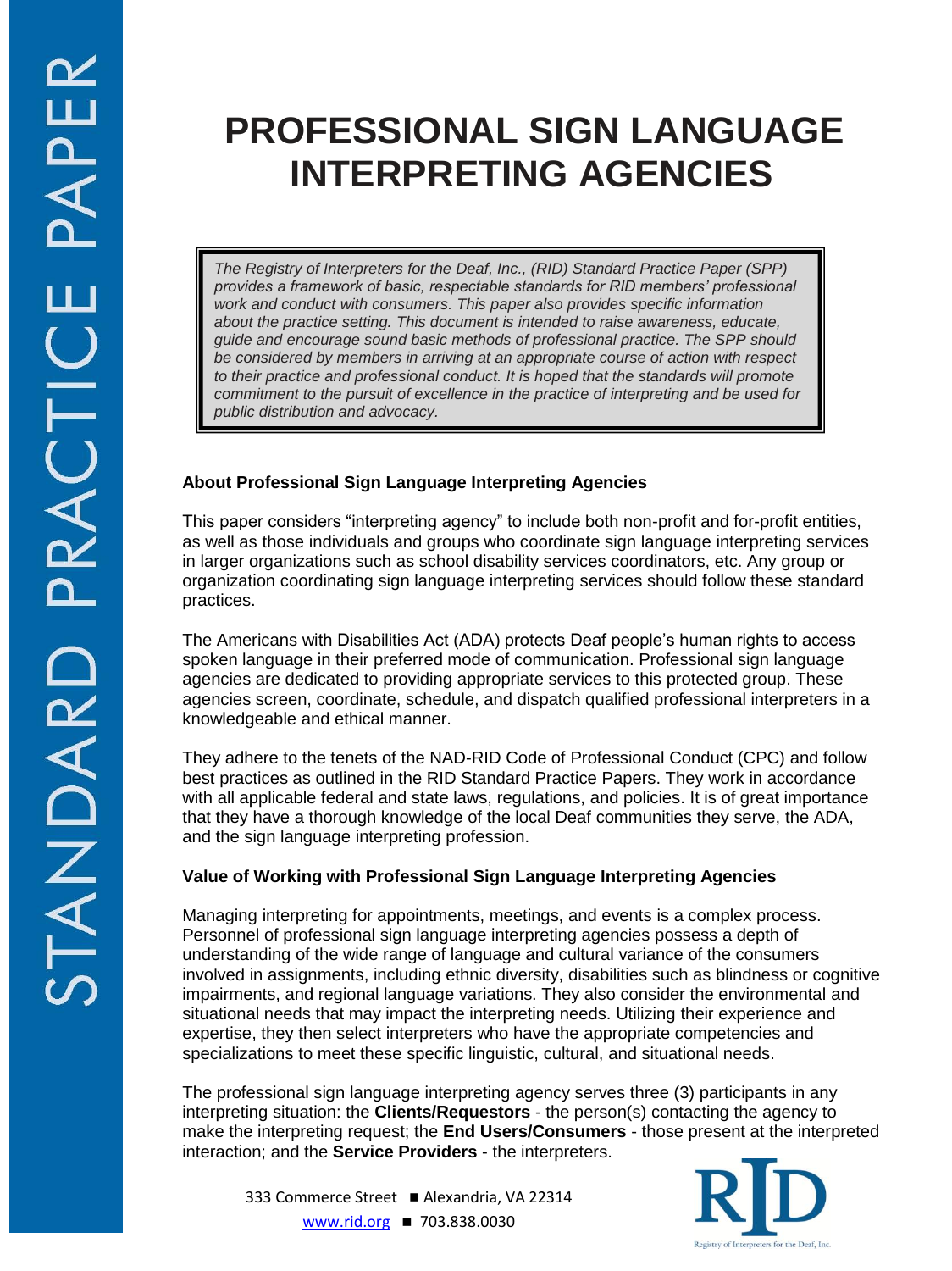# PROFESSIONAL SIGN LANGUAGE INTERPRETING AGENCIES

*The Registry of Interpreters for the Deaf, Inc., (RID) Standard Practice Paper (SPP) provides a framework of basic, respectable standards for RID members' professional work and conduct with consumers. This paper also provides specific information about the practice setting. This document is intended to raise awareness, educate, guide and encourage sound basic methods of professional practice. The SPP should be considered by members in arriving at an appropriate course of action with respect to their practice and professional conduct. It is hoped that the standards will promote commitment to the pursuit of excellence in the practice of interpreting and be used for public distribution and advocacy.*

### About Professional Sign Language Interpreting Agencies

This paper considers "interpreting agency" to include both non-profit and for-profit entities, as well as those individuals and groups who coordinate sign language interpreting services in larger organizations such as school disability services coordinators, etc. Any group or organization coordinating sign language interpreting services should follow these standard practices.

The Americans with Disabilities Act (ADA) protects Deaf people's human rights to access spoken language in their preferred mode of communication. Professional sign language agencies are dedicated to providing appropriate services to this protected group. These agencies screen, coordinate, schedule, and dispatch qualified professional interpreters in a knowledgeable and ethical manner.

They adhere to the tenets of the NAD-RID Code of Professional Conduct (CPC) and follow best practices as outlined in the RID Standard Practice Papers. They work in accordance with all applicable federal and state laws, regulations, and policies. It is of great importance that they have a thorough knowledge of the local Deaf communities they serve, the ADA, and the sign language interpreting profession.

### Value of Working with Professional Sign Language Interpreting Agencies

Managing interpreting for appointments, meetings, and events is a complex process. Personnel of professional sign language interpreting agencies possess a depth of understanding of the wide range of language and cultural variance of the consumers involved in assignments, including ethnic diversity, disabilities such as blindness or cognitive impairments, and regional language variations. They also consider the environmental and situational needs that may impact the interpreting needs. Utilizing their experience and expertise, they then select interpreters who have the appropriate competencies and specializations to meet these specific linguistic, cultural, and situational needs.

The professional sign language interpreting agency serves three (3) participants in any interpreting situation: the **Clients/Requestors** - the person(s) contacting the agency to make the interpreting request; the **End Users/Consumers** - those present at the interpreted interaction; and the **Service Providers** - the interpreters.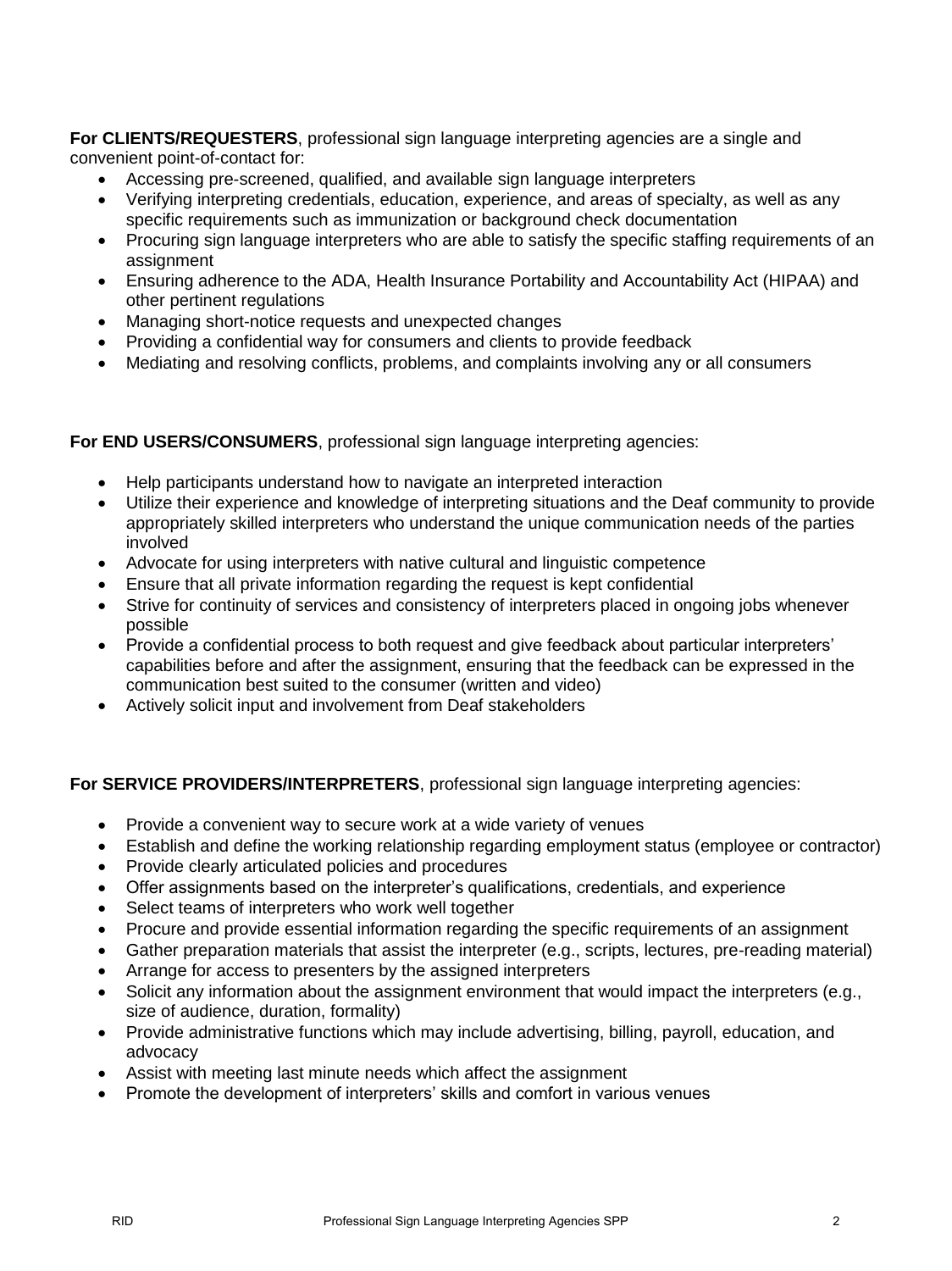**For CLIENTS/REQUESTERS**, professional sign language interpreting agencies are a single and convenient point-of-contact for:

- Accessing pre-screened, qualified, and available sign language interpreters
- Verifying interpreting credentials, education, experience, and areas of specialty, as well as any specific requirements such as immunization or background check documentation
- Procuring sign language interpreters who are able to satisfy the specific staffing requirements of an assignment
- Ensuring adherence to the ADA, Health Insurance Portability and Accountability Act (HIPAA) and other pertinent regulations
- Managing short-notice requests and unexpected changes
- Providing a confidential way for consumers and clients to provide feedback
- Mediating and resolving conflicts, problems, and complaints involving any or all consumers

**For END USERS/CONSUMERS**, professional sign language interpreting agencies:

- Help participants understand how to navigate an interpreted interaction
- Utilize their experience and knowledge of interpreting situations and the Deaf community to provide appropriately skilled interpreters who understand the unique communication needs of the parties involved
- Advocate for using interpreters with native cultural and linguistic competence
- Ensure that all private information regarding the request is kept confidential
- Strive for continuity of services and consistency of interpreters placed in ongoing jobs whenever possible
- Provide a confidential process to both request and give feedback about particular interpreters' capabilities before and after the assignment, ensuring that the feedback can be expressed in the communication best suited to the consumer (written and video)
- Actively solicit input and involvement from Deaf stakeholders

**For SERVICE PROVIDERS/INTERPRETERS**, professional sign language interpreting agencies:

- Provide a convenient way to secure work at a wide variety of venues
- Establish and define the working relationship regarding employment status (employee or contractor)
- Provide clearly articulated policies and procedures
- Offer assignments based on the interpreter's qualifications, credentials, and experience
- Select teams of interpreters who work well together
- Procure and provide essential information regarding the specific requirements of an assignment
- Gather preparation materials that assist the interpreter (e.g., scripts, lectures, pre-reading material)
- Arrange for access to presenters by the assigned interpreters
- Solicit any information about the assignment environment that would impact the interpreters (e.g., size of audience, duration, formality)
- Provide administrative functions which may include advertising, billing, payroll, education, and advocacy
- Assist with meeting last minute needs which affect the assignment
- Promote the development of interpreters' skills and comfort in various venues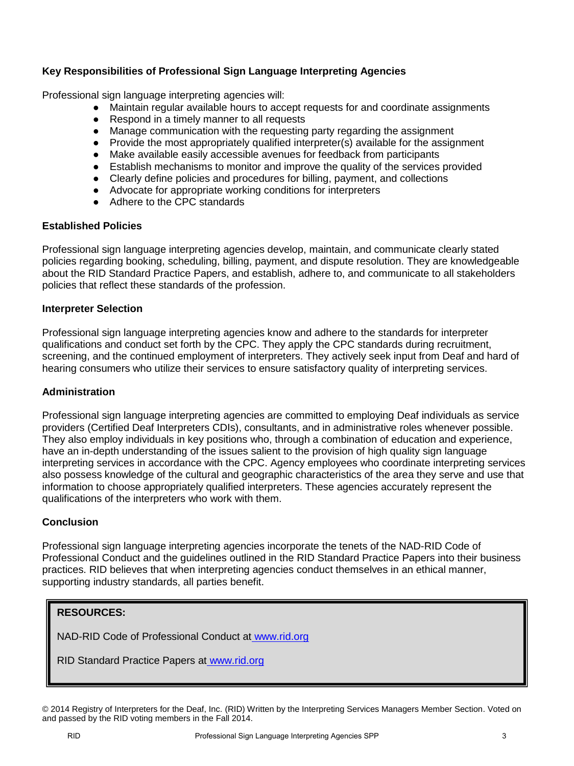### Key Responsibilities of Professional Sign Language Interpreting Agencies

Professional sign language interpreting agencies will:

- Maintain regular available hours to accept requests for and coordinate assignments
- Respond in a timely manner to all requests
- Manage communication with the requesting party regarding the assignment
- Provide the most appropriately qualified interpreter(s) available for the assignment
- Make available easily accessible avenues for feedback from participants
- Establish mechanisms to monitor and improve the quality of the services provided
- Clearly define policies and procedures for billing, payment, and collections
- Advocate for appropriate working conditions for interpreters
- Adhere to the CPC standards

### Established Policies

Professional sign language interpreting agencies develop, maintain, and communicate clearly stated policies regarding booking, scheduling, billing, payment, and dispute resolution. They are knowledgeable about the RID Standard Practice Papers, and establish, adhere to, and communicate to all stakeholders policies that reflect these standards of the profession.

### Interpreter Selection

Professional sign language interpreting agencies know and adhere to the standards for interpreter qualifications and conduct set forth by the CPC. They apply the CPC standards during recruitment, screening, and the continued employment of interpreters. They actively seek input from Deaf and hard of hearing consumers who utilize their services to ensure satisfactory quality of interpreting services.

### Administration

Professional sign language interpreting agencies are committed to employing Deaf individuals as service providers (Certified Deaf Interpreters CDIs), consultants, and in administrative roles whenever possible. They also employ individuals in key positions who, through a combination of education and experience, have an in-depth understanding of the issues salient to the provision of high quality sign language interpreting services in accordance with the CPC. Agency employees who coordinate interpreting services also possess knowledge of the cultural and geographic characteristics of the area they serve and use that information to choose appropriately qualified interpreters. These agencies accurately represent the qualifications of the interpreters who work with them.

### Conclusion

Professional sign language interpreting agencies incorporate the tenets of the NAD-RID Code of Professional Conduct and the guidelines outlined in the RID Standard Practice Papers into their business practices. RID believes that when interpreting agencies conduct themselves in an ethical manner, supporting industry standards, all parties benefit.

**RESOURCES:**

NAD-RID Code of Professional Conduct at www.rid.org

RID Standard Practice Papers at www.rid.org

© 2014 Registry of Interpreters for the Deaf, Inc. (RID) Written by the Interpreting Services Managers Member Section. Voted on and passed by the RID voting members in the Fall 2014.